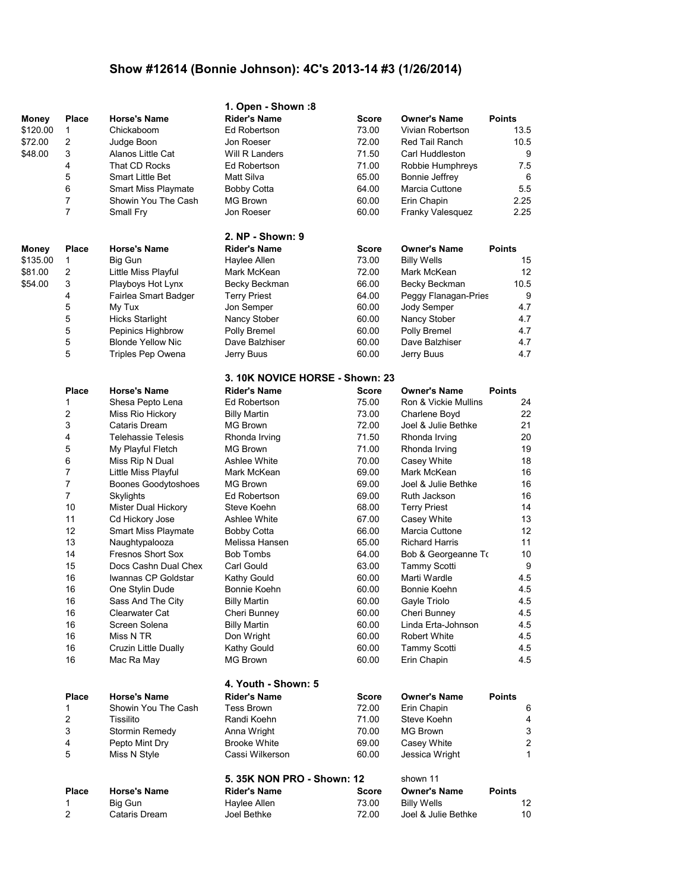# Show #12614 (Bonnie Johnson): 4C's 2013-14 #3 (1/26/2014)

## 1. Open - Shown :8

| Money | Place | Horse's Name | Rider's Name | Score | Owner's Name | Points |
|---|---|---|---|---|---|---|
| $120.00 | 1 | Chickaboom | Ed Robertson | 73.00 | Vivian Robertson | 13.5 |
| $72.00 | 2 | Judge Boon | Jon Roeser | 72.00 | Red Tail Ranch | 10.5 |
| $48.00 | 3 | Alanos Little Cat | Will R Landers | 71.50 | Carl Huddleston | 9 |
| | 4 | That CD Rocks | Ed Robertson | 71.00 | Robbie Humphreys | 7.5 |
| | 5 | Smart Little Bet | Matt Silva | 65.00 | Bonnie Jeffrey | 6 |
| | 6 | Smart Miss Playmate | Bobby Cotta | 64.00 | Marcia Cuttone | 5.5 |
| | 7 | Showin You The Cash | MG Brown | 60.00 | Erin Chapin | 2.25 |
| | 7 | Small Fry | Jon Roeser | 60.00 | Franky Valesquez | 2.25 |

## 2. NP - Shown: 9

| Money | Place | Horse's Name | Rider's Name | Score | Owner's Name | Points |
|---|---|---|---|---|---|---|
| $135.00 | 1 | Big Gun | Haylee Allen | 73.00 | Billy Wells | 15 |
| $81.00 | 2 | Little Miss Playful | Mark McKean | 72.00 | Mark McKean | 12 |
| $54.00 | 3 | Playboys Hot Lynx | Becky Beckman | 66.00 | Becky Beckman | 10.5 |
| | 4 | Fairlea Smart Badger | Terry Priest | 64.00 | Peggy Flanagan-Pries | 9 |
| | 5 | My Tux | Jon Semper | 60.00 | Jody Semper | 4.7 |
| | 5 | Hicks Starlight | Nancy Stober | 60.00 | Nancy Stober | 4.7 |
| | 5 | Pepinics Highbrow | Polly Bremel | 60.00 | Polly Bremel | 4.7 |
| | 5 | Blonde Yellow Nic | Dave Balzhiser | 60.00 | Dave Balzhiser | 4.7 |
| | 5 | Triples Pep Owena | Jerry Buus | 60.00 | Jerry Buus | 4.7 |

## 3. 10K NOVICE HORSE - Shown: 23

| Place | Horse's Name | Rider's Name | Score | Owner's Name | Points |
|---|---|---|---|---|---|
| 1 | Shesa Pepto Lena | Ed Robertson | 75.00 | Ron & Vickie Mullins | 24 |
| 2 | Miss Rio Hickory | Billy Martin | 73.00 | Charlene Boyd | 22 |
| 3 | Cataris Dream | MG Brown | 72.00 | Joel & Julie Bethke | 21 |
| 4 | Telehassie Telesis | Rhonda Irving | 71.50 | Rhonda Irving | 20 |
| 5 | My Playful Fletch | MG Brown | 71.00 | Rhonda Irving | 19 |
| 6 | Miss Rip N Dual | Ashlee White | 70.00 | Casey White | 18 |
| 7 | Little Miss Playful | Mark McKean | 69.00 | Mark McKean | 16 |
| 7 | Boones Goodytoshoes | MG Brown | 69.00 | Joel & Julie Bethke | 16 |
| 7 | Skylights | Ed Robertson | 69.00 | Ruth Jackson | 16 |
| 10 | Mister Dual Hickory | Steve Koehn | 68.00 | Terry Priest | 14 |
| 11 | Cd Hickory Jose | Ashlee White | 67.00 | Casey White | 13 |
| 12 | Smart Miss Playmate | Bobby Cotta | 66.00 | Marcia Cuttone | 12 |
| 13 | Naughtypalooza | Melissa Hansen | 65.00 | Richard Harris | 11 |
| 14 | Fresnos Short Sox | Bob Tombs | 64.00 | Bob & Georgeanne To | 10 |
| 15 | Docs Cashn Dual Chex | Carl Gould | 63.00 | Tammy Scotti | 9 |
| 16 | Iwannas CP Goldstar | Kathy Gould | 60.00 | Marti Wardle | 4.5 |
| 16 | One Stylin Dude | Bonnie Koehn | 60.00 | Bonnie Koehn | 4.5 |
| 16 | Sass And The City | Billy Martin | 60.00 | Gayle Triolo | 4.5 |
| 16 | Clearwater Cat | Cheri Bunney | 60.00 | Cheri Bunney | 4.5 |
| 16 | Screen Solena | Billy Martin | 60.00 | Linda Erta-Johnson | 4.5 |
| 16 | Miss N TR | Don Wright | 60.00 | Robert White | 4.5 |
| 16 | Cruzin Little Dually | Kathy Gould | 60.00 | Tammy Scotti | 4.5 |
| 16 | Mac Ra May | MG Brown | 60.00 | Erin Chapin | 4.5 |

## 4. Youth - Shown: 5

| Place | Horse's Name | Rider's Name | Score | Owner's Name | Points |
|---|---|---|---|---|---|
| 1 | Showin You The Cash | Tess Brown | 72.00 | Erin Chapin | 6 |
| 2 | Tissilito | Randi Koehn | 71.00 | Steve Koehn | 4 |
| 3 | Stormin Remedy | Anna Wright | 70.00 | MG Brown | 3 |
| 4 | Pepto Mint Dry | Brooke White | 69.00 | Casey White | 2 |
| 5 | Miss N Style | Cassi Wilkerson | 60.00 | Jessica Wright | 1 |

## 5. 35K NON PRO - Shown: 12

shown 11

| Place | Horse's Name | Rider's Name | Score | Owner's Name | Points |
|---|---|---|---|---|---|
| 1 | Big Gun | Haylee Allen | 73.00 | Billy Wells | 12 |
| 2 | Cataris Dream | Joel Bethke | 72.00 | Joel & Julie Bethke | 10 |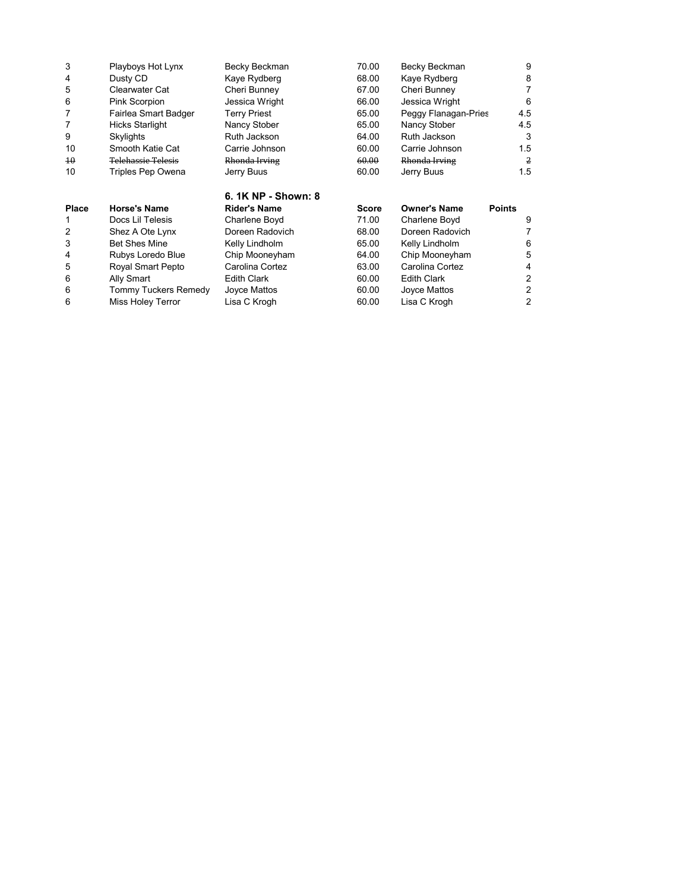| | | | | | |
|---|---|---|---|---|---|
| 3 | Playboys Hot Lynx | Becky Beckman | 70.00 | Becky Beckman | 9 |
| 4 | Dusty CD | Kaye Rydberg | 68.00 | Kaye Rydberg | 8 |
| 5 | Clearwater Cat | Cheri Bunney | 67.00 | Cheri Bunney | 7 |
| 6 | Pink Scorpion | Jessica Wright | 66.00 | Jessica Wright | 6 |
| 7 | Fairlea Smart Badger | Terry Priest | 65.00 | Peggy Flanagan-Pries | 4.5 |
| 7 | Hicks Starlight | Nancy Stober | 65.00 | Nancy Stober | 4.5 |
| 9 | Skylights | Ruth Jackson | 64.00 | Ruth Jackson | 3 |
| 10 | Smooth Katie Cat | Carrie Johnson | 60.00 | Carrie Johnson | 1.5 |
| ~~10~~ | ~~Telehassie Telesis~~ | ~~Rhonda Irving~~ | ~~60.00~~ | ~~Rhonda Irving~~ | ~~2~~ |
| 10 | Triples Pep Owena | Jerry Buus | 60.00 | Jerry Buus | 1.5 |

### 6. 1K NP - Shown: 8

| Place | Horse's Name | Rider's Name | Score | Owner's Name | Points |
|---|---|---|---|---|---|
| 1 | Docs Lil Telesis | Charlene Boyd | 71.00 | Charlene Boyd | 9 |
| 2 | Shez A Ote Lynx | Doreen Radovich | 68.00 | Doreen Radovich | 7 |
| 3 | Bet Shes Mine | Kelly Lindholm | 65.00 | Kelly Lindholm | 6 |
| 4 | Rubys Loredo Blue | Chip Mooneyham | 64.00 | Chip Mooneyham | 5 |
| 5 | Royal Smart Pepto | Carolina Cortez | 63.00 | Carolina Cortez | 4 |
| 6 | Ally Smart | Edith Clark | 60.00 | Edith Clark | 2 |
| 6 | Tommy Tuckers Remedy | Joyce Mattos | 60.00 | Joyce Mattos | 2 |
| 6 | Miss Holey Terror | Lisa C Krogh | 60.00 | Lisa C Krogh | 2 |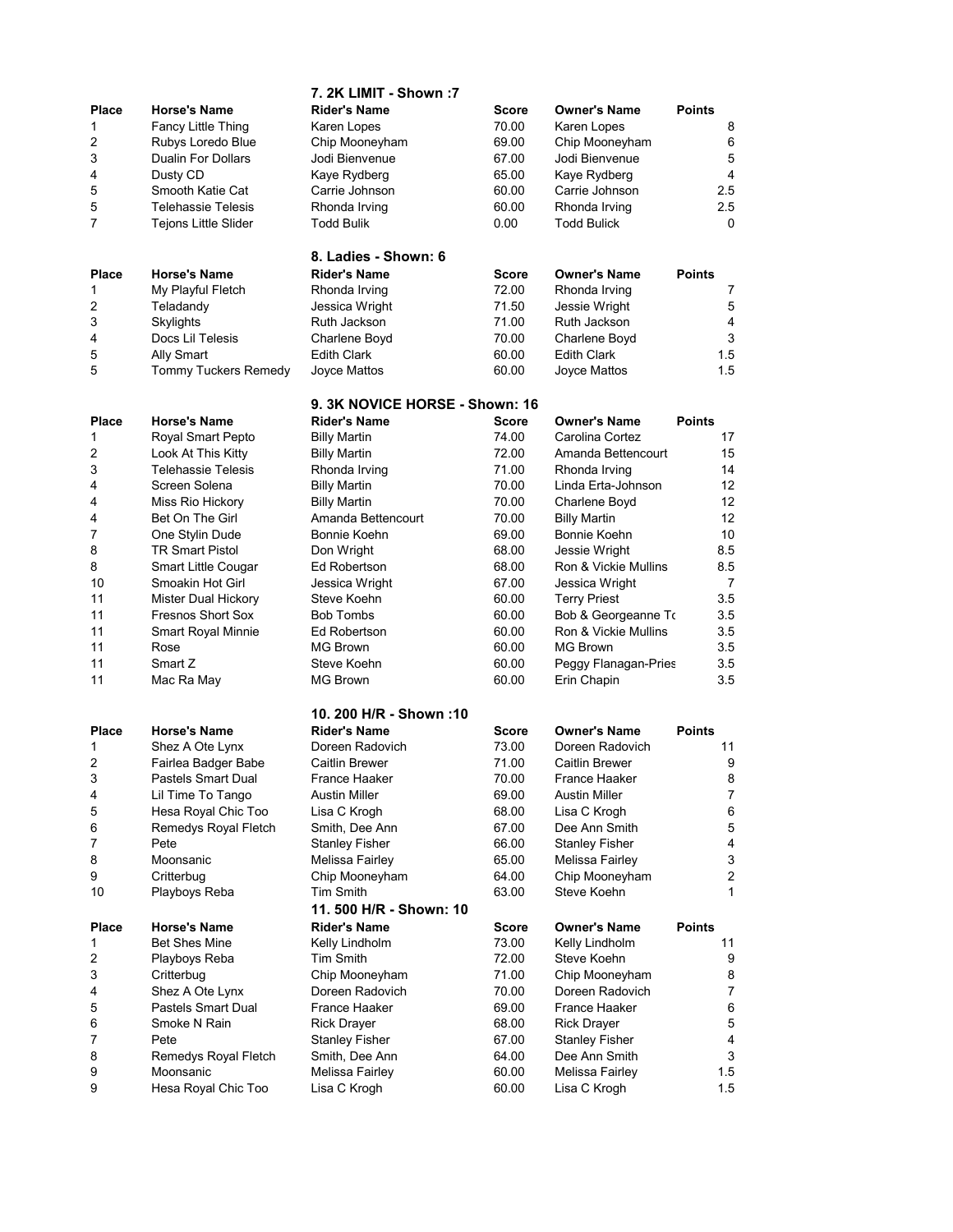### 7. 2K LIMIT - Shown :7

| Place | Horse's Name | Rider's Name | Score | Owner's Name | Points |
|---|---|---|---|---|---|
| 1 | Fancy Little Thing | Karen Lopes | 70.00 | Karen Lopes | 8 |
| 2 | Rubys Loredo Blue | Chip Mooneyham | 69.00 | Chip Mooneyham | 6 |
| 3 | Dualin For Dollars | Jodi Bienvenue | 67.00 | Jodi Bienvenue | 5 |
| 4 | Dusty CD | Kaye Rydberg | 65.00 | Kaye Rydberg | 4 |
| 5 | Smooth Katie Cat | Carrie Johnson | 60.00 | Carrie Johnson | 2.5 |
| 5 | Telehassie Telesis | Rhonda Irving | 60.00 | Rhonda Irving | 2.5 |
| 7 | Tejons Little Slider | Todd Bulik | 0.00 | Todd Bulick | 0 |

### 8. Ladies - Shown: 6

| Place | Horse's Name | Rider's Name | Score | Owner's Name | Points |
|---|---|---|---|---|---|
| 1 | My Playful Fletch | Rhonda Irving | 72.00 | Rhonda Irving | 7 |
| 2 | Teladandy | Jessica Wright | 71.50 | Jessie Wright | 5 |
| 3 | Skylights | Ruth Jackson | 71.00 | Ruth Jackson | 4 |
| 4 | Docs Lil Telesis | Charlene Boyd | 70.00 | Charlene Boyd | 3 |
| 5 | Ally Smart | Edith Clark | 60.00 | Edith Clark | 1.5 |
| 5 | Tommy Tuckers Remedy | Joyce Mattos | 60.00 | Joyce Mattos | 1.5 |

### 9. 3K NOVICE HORSE - Shown: 16

| Place | Horse's Name | Rider's Name | Score | Owner's Name | Points |
|---|---|---|---|---|---|
| 1 | Royal Smart Pepto | Billy Martin | 74.00 | Carolina Cortez | 17 |
| 2 | Look At This Kitty | Billy Martin | 72.00 | Amanda Bettencourt | 15 |
| 3 | Telehassie Telesis | Rhonda Irving | 71.00 | Rhonda Irving | 14 |
| 4 | Screen Solena | Billy Martin | 70.00 | Linda Erta-Johnson | 12 |
| 4 | Miss Rio Hickory | Billy Martin | 70.00 | Charlene Boyd | 12 |
| 4 | Bet On The Girl | Amanda Bettencourt | 70.00 | Billy Martin | 12 |
| 7 | One Stylin Dude | Bonnie Koehn | 69.00 | Bonnie Koehn | 10 |
| 8 | TR Smart Pistol | Don Wright | 68.00 | Jessie Wright | 8.5 |
| 8 | Smart Little Cougar | Ed Robertson | 68.00 | Ron & Vickie Mullins | 8.5 |
| 10 | Smoakin Hot Girl | Jessica Wright | 67.00 | Jessica Wright | 7 |
| 11 | Mister Dual Hickory | Steve Koehn | 60.00 | Terry Priest | 3.5 |
| 11 | Fresnos Short Sox | Bob Tombs | 60.00 | Bob & Georgeanne To | 3.5 |
| 11 | Smart Royal Minnie | Ed Robertson | 60.00 | Ron & Vickie Mullins | 3.5 |
| 11 | Rose | MG Brown | 60.00 | MG Brown | 3.5 |
| 11 | Smart Z | Steve Koehn | 60.00 | Peggy Flanagan-Pries | 3.5 |
| 11 | Mac Ra May | MG Brown | 60.00 | Erin Chapin | 3.5 |

### 10. 200 H/R - Shown :10

| Place | Horse's Name | Rider's Name | Score | Owner's Name | Points |
|---|---|---|---|---|---|
| 1 | Shez A Ote Lynx | Doreen Radovich | 73.00 | Doreen Radovich | 11 |
| 2 | Fairlea Badger Babe | Caitlin Brewer | 71.00 | Caitlin Brewer | 9 |
| 3 | Pastels Smart Dual | France Haaker | 70.00 | France Haaker | 8 |
| 4 | Lil Time To Tango | Austin Miller | 69.00 | Austin Miller | 7 |
| 5 | Hesa Royal Chic Too | Lisa C Krogh | 68.00 | Lisa C Krogh | 6 |
| 6 | Remedys Royal Fletch | Smith, Dee Ann | 67.00 | Dee Ann Smith | 5 |
| 7 | Pete | Stanley Fisher | 66.00 | Stanley Fisher | 4 |
| 8 | Moonsanic | Melissa Fairley | 65.00 | Melissa Fairley | 3 |
| 9 | Critterbug | Chip Mooneyham | 64.00 | Chip Mooneyham | 2 |
| 10 | Playboys Reba | Tim Smith | 63.00 | Steve Koehn | 1 |

### 11. 500 H/R - Shown: 10

| Place | Horse's Name | Rider's Name | Score | Owner's Name | Points |
|---|---|---|---|---|---|
| 1 | Bet Shes Mine | Kelly Lindholm | 73.00 | Kelly Lindholm | 11 |
| 2 | Playboys Reba | Tim Smith | 72.00 | Steve Koehn | 9 |
| 3 | Critterbug | Chip Mooneyham | 71.00 | Chip Mooneyham | 8 |
| 4 | Shez A Ote Lynx | Doreen Radovich | 70.00 | Doreen Radovich | 7 |
| 5 | Pastels Smart Dual | France Haaker | 69.00 | France Haaker | 6 |
| 6 | Smoke N Rain | Rick Drayer | 68.00 | Rick Drayer | 5 |
| 7 | Pete | Stanley Fisher | 67.00 | Stanley Fisher | 4 |
| 8 | Remedys Royal Fletch | Smith, Dee Ann | 64.00 | Dee Ann Smith | 3 |
| 9 | Moonsanic | Melissa Fairley | 60.00 | Melissa Fairley | 1.5 |
| 9 | Hesa Royal Chic Too | Lisa C Krogh | 60.00 | Lisa C Krogh | 1.5 |